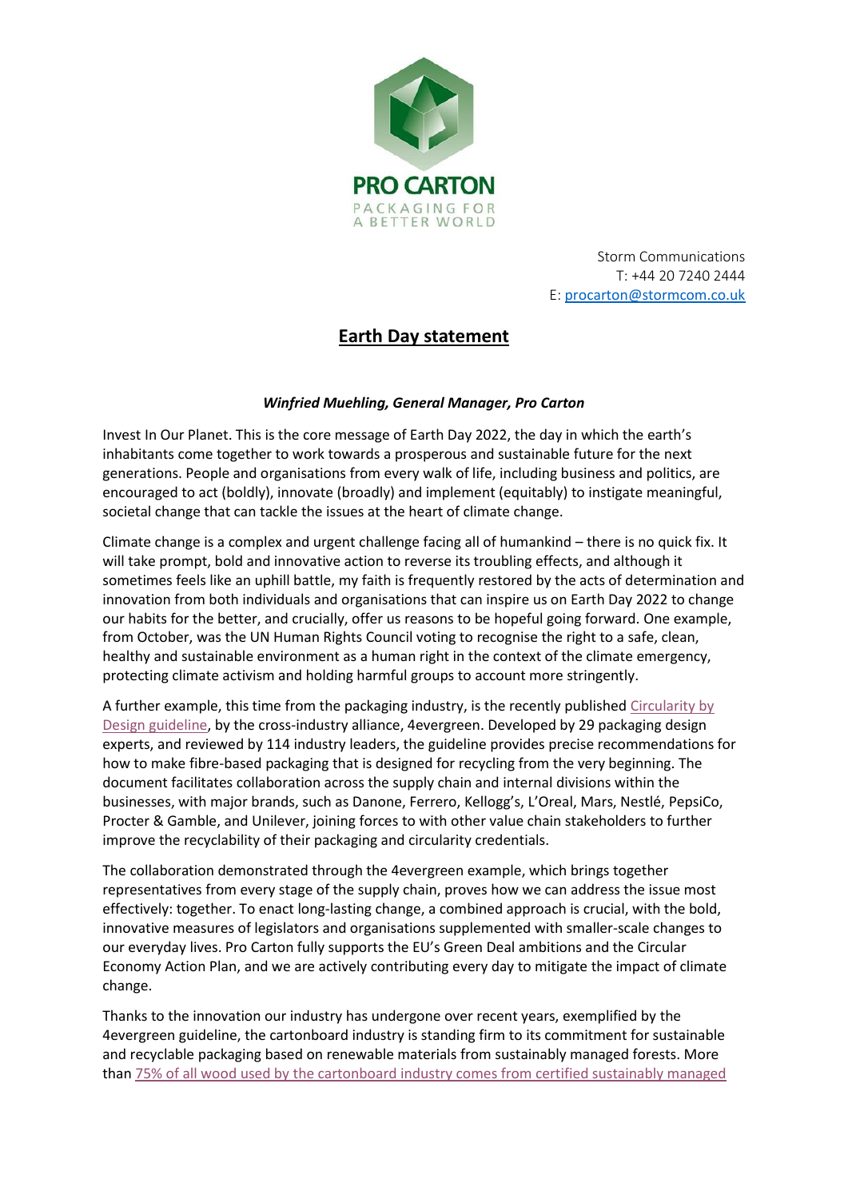PRO CARTON
PACKAGING FOR
A BETTER WORLD

Storm Communications
T: +44 20 7240 2444
E: procarton@stormcom.co.uk

# Earth Day statement

***Winfried Muehling, General Manager, Pro Carton***

Invest In Our Planet. This is the core message of Earth Day 2022, the day in which the earth's inhabitants come together to work towards a prosperous and sustainable future for the next generations. People and organisations from every walk of life, including business and politics, are encouraged to act (boldly), innovate (broadly) and implement (equitably) to instigate meaningful, societal change that can tackle the issues at the heart of climate change.

Climate change is a complex and urgent challenge facing all of humankind – there is no quick fix. It will take prompt, bold and innovative action to reverse its troubling effects, and although it sometimes feels like an uphill battle, my faith is frequently restored by the acts of determination and innovation from both individuals and organisations that can inspire us on Earth Day 2022 to change our habits for the better, and crucially, offer us reasons to be hopeful going forward. One example, from October, was the UN Human Rights Council voting to recognise the right to a safe, clean, healthy and sustainable environment as a human right in the context of the climate emergency, protecting climate activism and holding harmful groups to account more stringently.

A further example, this time from the packaging industry, is the recently published Circularity by Design guideline, by the cross-industry alliance, 4evergreen. Developed by 29 packaging design experts, and reviewed by 114 industry leaders, the guideline provides precise recommendations for how to make fibre-based packaging that is designed for recycling from the very beginning. The document facilitates collaboration across the supply chain and internal divisions within the businesses, with major brands, such as Danone, Ferrero, Kellogg's, L'Oreal, Mars, Nestlé, PepsiCo, Procter & Gamble, and Unilever, joining forces to with other value chain stakeholders to further improve the recyclability of their packaging and circularity credentials.

The collaboration demonstrated through the 4evergreen example, which brings together representatives from every stage of the supply chain, proves how we can address the issue most effectively: together. To enact long-lasting change, a combined approach is crucial, with the bold, innovative measures of legislators and organisations supplemented with smaller-scale changes to our everyday lives. Pro Carton fully supports the EU's Green Deal ambitions and the Circular Economy Action Plan, and we are actively contributing every day to mitigate the impact of climate change.

Thanks to the innovation our industry has undergone over recent years, exemplified by the 4evergreen guideline, the cartonboard industry is standing firm to its commitment for sustainable and recyclable packaging based on renewable materials from sustainably managed forests. More than 75% of all wood used by the cartonboard industry comes from certified sustainably managed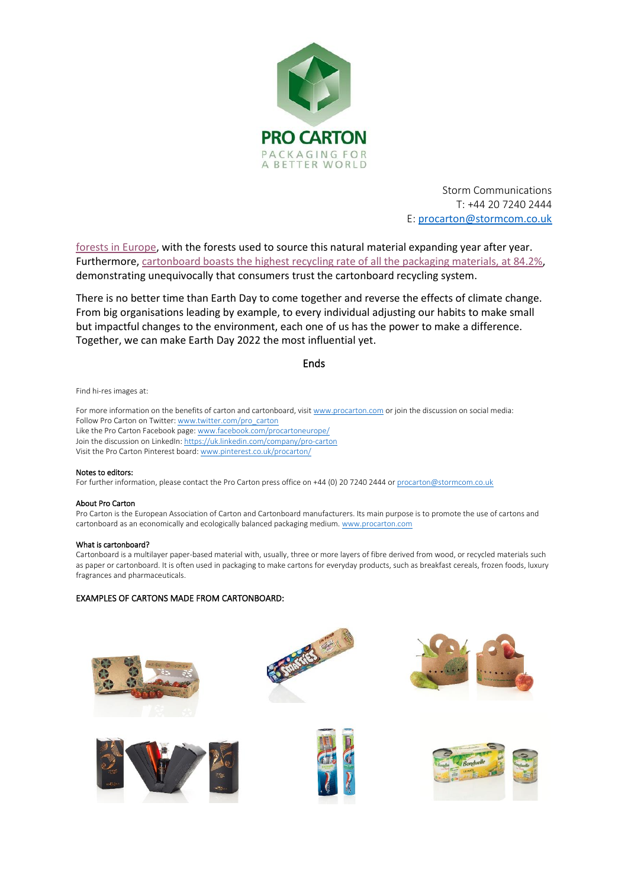Storm Communications
T: +44 20 7240 2444
E: [procarton@stormcom.co.uk](mailto:procarton@stormcom.co.uk)

forests in Europe, with the forests used to source this natural material expanding year after year. Furthermore, cartonboard boasts the highest recycling rate of all the packaging materials, at 84.2%, demonstrating unequivocally that consumers trust the cartonboard recycling system.

There is no better time than Earth Day to come together and reverse the effects of climate change. From big organisations leading by example, to every individual adjusting our habits to make small but impactful changes to the environment, each one of us has the power to make a difference. Together, we can make Earth Day 2022 the most influential yet.

Ends

Find hi-res images at:

For more information on the benefits of carton and cartonboard, visit www.procarton.com or join the discussion on social media:
Follow Pro Carton on Twitter: www.twitter.com/pro_carton
Like the Pro Carton Facebook page: www.facebook.com/procartoneurope/
Join the discussion on LinkedIn: https://uk.linkedin.com/company/pro-carton
Visit the Pro Carton Pinterest board: www.pinterest.co.uk/procarton/

**Notes to editors:**
For further information, please contact the Pro Carton press office on +44 (0) 20 7240 2444 or procarton@stormcom.co.uk

**About Pro Carton**
Pro Carton is the European Association of Carton and Cartonboard manufacturers. Its main purpose is to promote the use of cartons and cartonboard as an economically and ecologically balanced packaging medium. www.procarton.com

**What is cartonboard?**
Cartonboard is a multilayer paper-based material with, usually, three or more layers of fibre derived from wood, or recycled materials such as paper or cartonboard. It is often used in packaging to make cartons for everyday products, such as breakfast cereals, frozen foods, luxury fragrances and pharmaceuticals.

**EXAMPLES OF CARTONS MADE FROM CARTONBOARD:**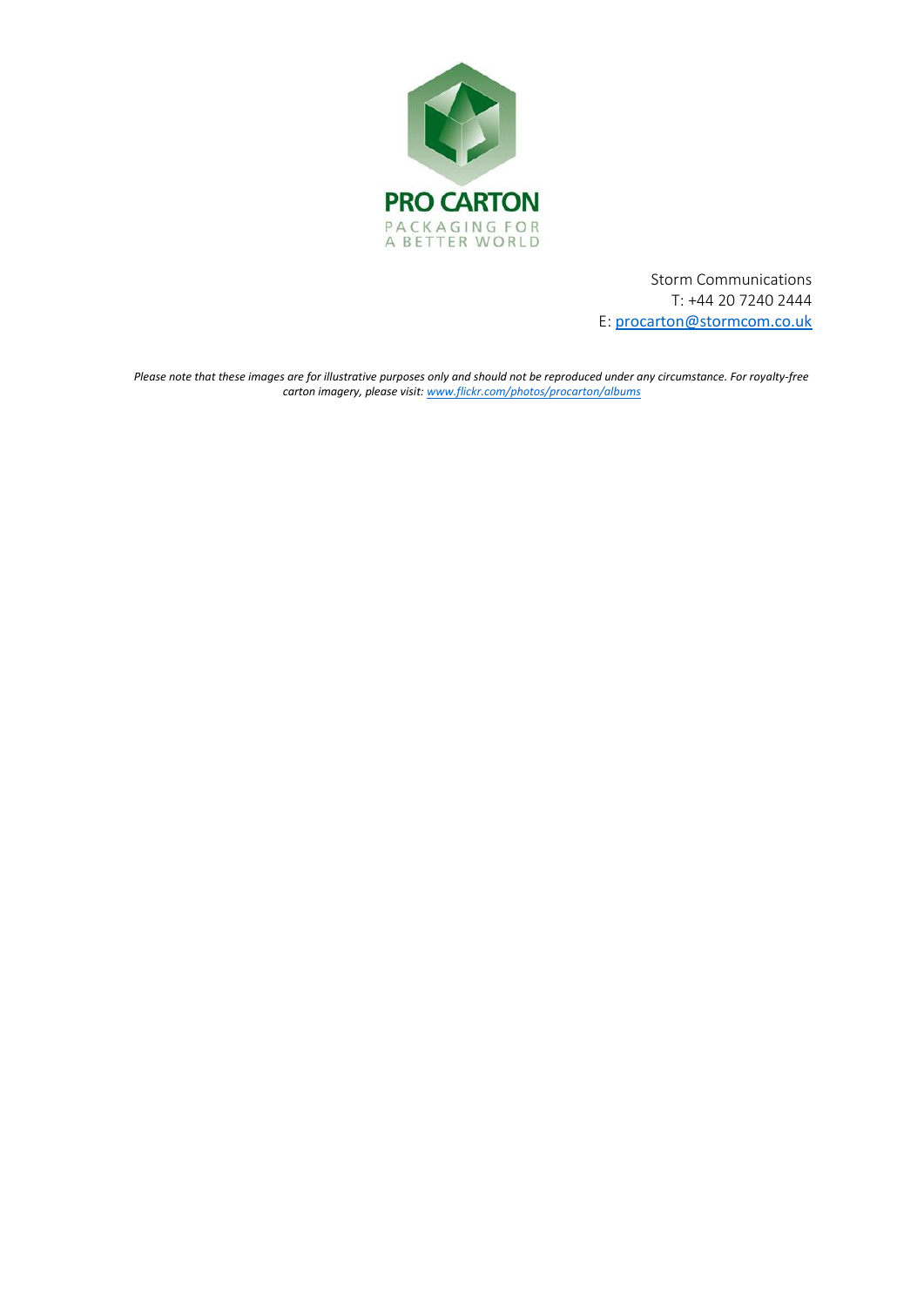PRO CARTON

PACKAGING FOR
A BETTER WORLD

Storm Communications
T: +44 20 7240 2444
E: procarton@stormcom.co.uk

*Please note that these images are for illustrative purposes only and should not be reproduced under any circumstance. For royalty-free carton imagery, please visit: www.flickr.com/photos/procarton/albums*